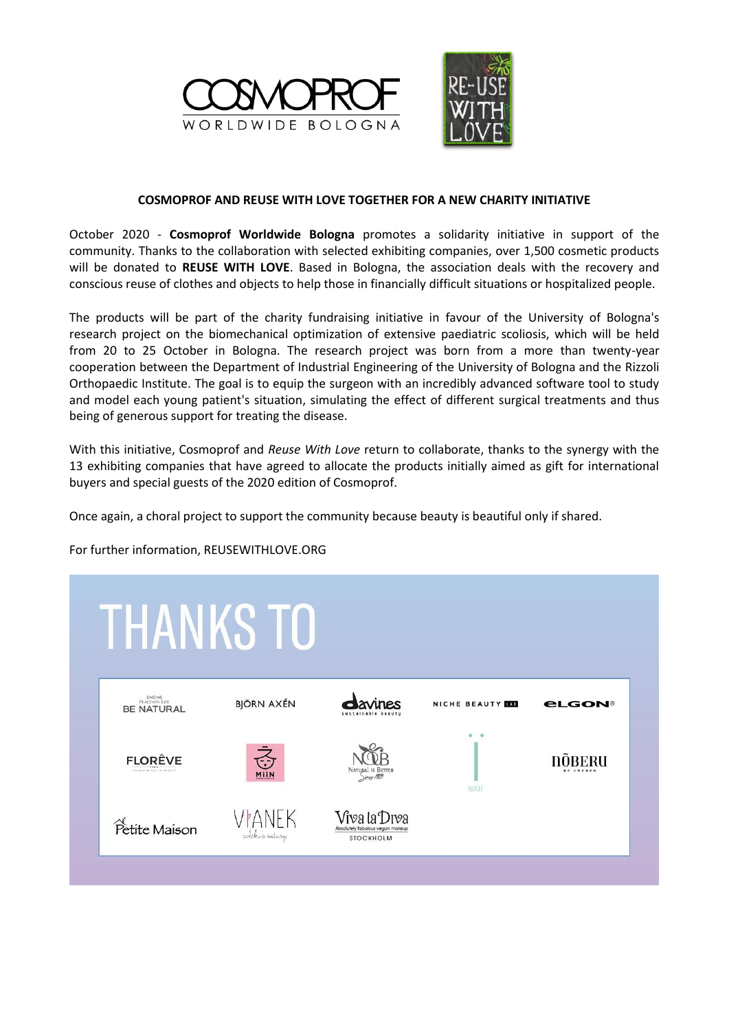# COSMOPROF AND REUSE WITH LOVE TOGETHER FOR A NEW CHARITY INITIATIVE

October 2020 - **Cosmoprof Worldwide Bologna** promotes a solidarity initiative in support of the community. Thanks to the collaboration with selected exhibiting companies, over 1,500 cosmetic products will be donated to **REUSE WITH LOVE**. Based in Bologna, the association deals with the recovery and conscious reuse of clothes and objects to help those in financially difficult situations or hospitalized people.

The products will be part of the charity fundraising initiative in favour of the University of Bologna's research project on the biomechanical optimization of extensive paediatric scoliosis, which will be held from 20 to 25 October in Bologna. The research project was born from a more than twenty-year cooperation between the Department of Industrial Engineering of the University of Bologna and the Rizzoli Orthopaedic Institute. The goal is to equip the surgeon with an incredibly advanced software tool to study and model each young patient's situation, simulating the effect of different surgical treatments and thus being of generous support for treating the disease.

With this initiative, Cosmoprof and *Reuse With Love* return to collaborate, thanks to the synergy with the 13 exhibiting companies that have agreed to allocate the products initially aimed as gift for international buyers and special guests of the 2020 edition of Cosmoprof.

Once again, a choral project to support the community because beauty is beautiful only if shared.

For further information, REUSEWITHLOVE.ORG

## THANKS TO

BE NATURAL · BJÖRN AXÉN · davines · NICHE BEAUTY LAB · eLGON · FLORÊVE · MiiN · NOB · NAIF · NÕBERU · Petite Maison · VIANEK · Viva la Diva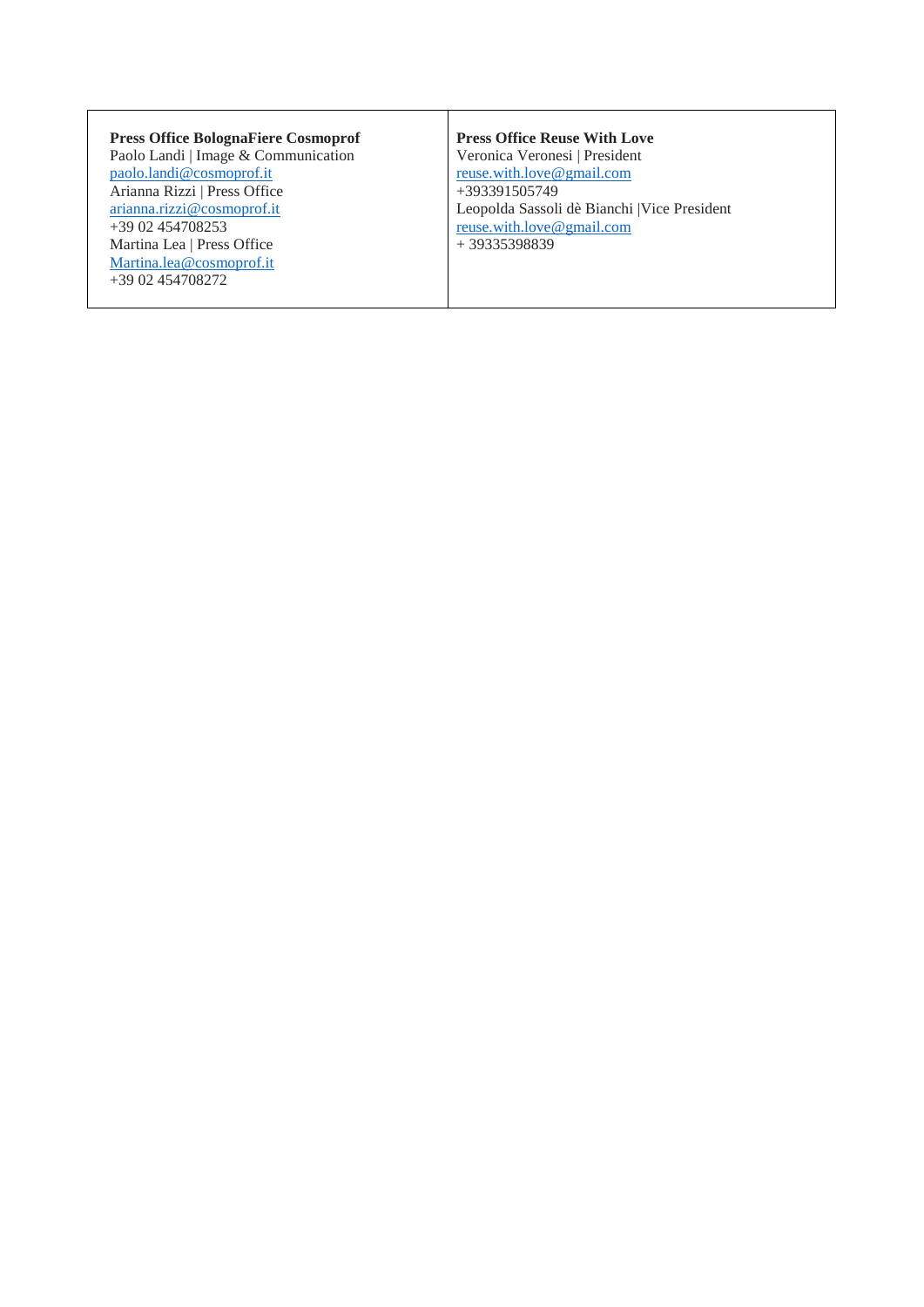| | |
|---|---|
| **Press Office BolognaFiere Cosmoprof**<br>Paolo Landi \| Image & Communication<br>paolo.landi@cosmoprof.it<br>Arianna Rizzi \| Press Office<br>arianna.rizzi@cosmoprof.it<br>+39 02 454708253<br>Martina Lea \| Press Office<br>Martina.lea@cosmoprof.it<br>+39 02 454708272 | **Press Office Reuse With Love**<br>Veronica Veronesi \| President<br>reuse.with.love@gmail.com<br>+393391505749<br>Leopolda Sassoli dè Bianchi \|Vice President<br>reuse.with.love@gmail.com<br>+ 39335398839 |